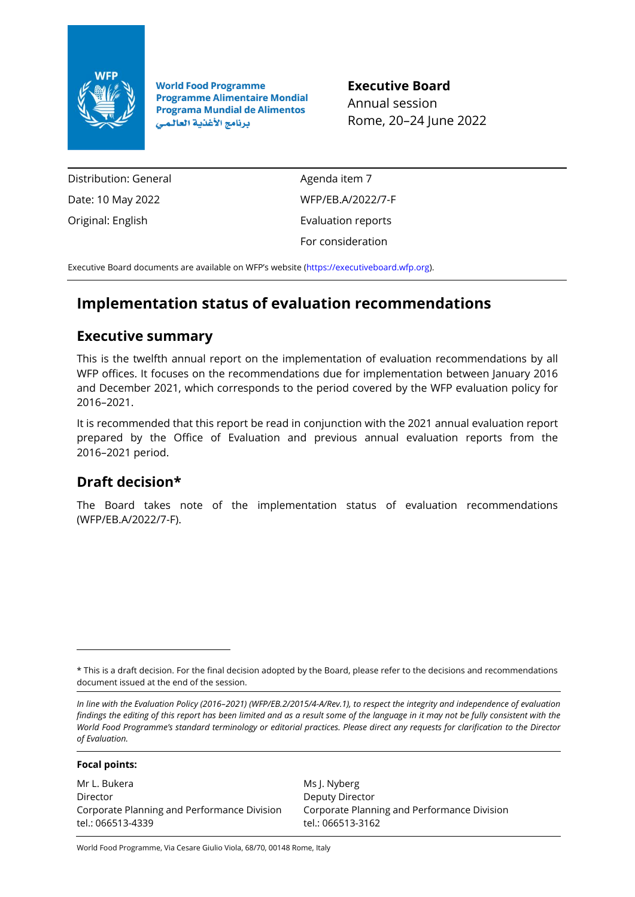World Food Programme
Programme Alimentaire Mondial
Programa Mundial de Alimentos
برنامج الأغذية العالمي

**Executive Board**
Annual session
Rome, 20–24 June 2022

| | |
|---|---|
| Distribution: General | Agenda item 7 |
| Date: 10 May 2022 | WFP/EB.A/2022/7-F |
| Original: English | Evaluation reports |
| | For consideration |

Executive Board documents are available on WFP's website (https://executiveboard.wfp.org).

# Implementation status of evaluation recommendations

## Executive summary

This is the twelfth annual report on the implementation of evaluation recommendations by all WFP offices. It focuses on the recommendations due for implementation between January 2016 and December 2021, which corresponds to the period covered by the WFP evaluation policy for 2016–2021.

It is recommended that this report be read in conjunction with the 2021 annual evaluation report prepared by the Office of Evaluation and previous annual evaluation reports from the 2016–2021 period.

## Draft decision*

The Board takes note of the implementation status of evaluation recommendations (WFP/EB.A/2022/7-F).

* This is a draft decision. For the final decision adopted by the Board, please refer to the decisions and recommendations document issued at the end of the session.

*In line with the Evaluation Policy (2016–2021) (WFP/EB.2/2015/4-A/Rev.1), to respect the integrity and independence of evaluation findings the editing of this report has been limited and as a result some of the language in it may not be fully consistent with the World Food Programme's standard terminology or editorial practices. Please direct any requests for clarification to the Director of Evaluation.*

**Focal points:**

| | |
|---|---|
| Mr L. Bukera | Ms J. Nyberg |
| Director | Deputy Director |
| Corporate Planning and Performance Division | Corporate Planning and Performance Division |
| tel.: 066513-4339 | tel.: 066513-3162 |

World Food Programme, Via Cesare Giulio Viola, 68/70, 00148 Rome, Italy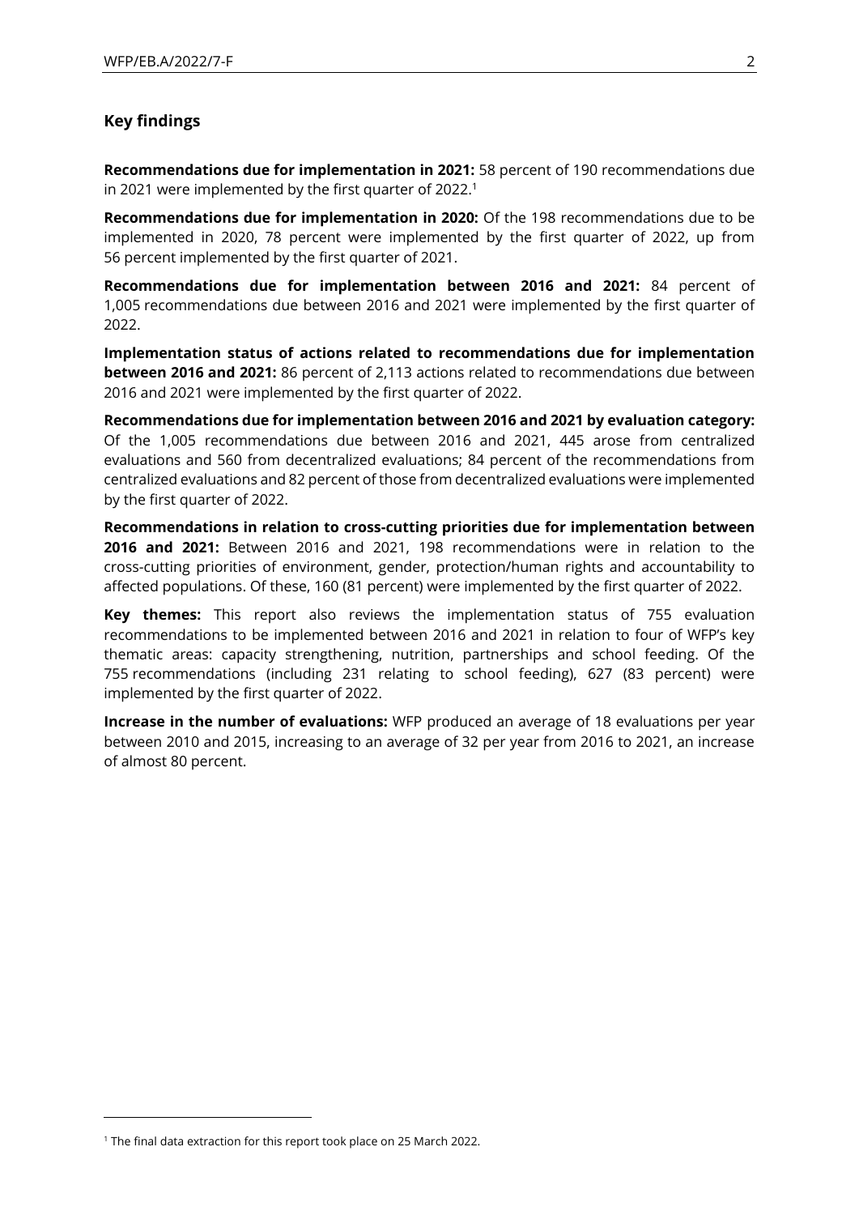## Key findings

**Recommendations due for implementation in 2021:** 58 percent of 190 recommendations due in 2021 were implemented by the first quarter of 2022.[1]

**Recommendations due for implementation in 2020:** Of the 198 recommendations due to be implemented in 2020, 78 percent were implemented by the first quarter of 2022, up from 56 percent implemented by the first quarter of 2021.

**Recommendations due for implementation between 2016 and 2021:** 84 percent of 1,005 recommendations due between 2016 and 2021 were implemented by the first quarter of 2022.

**Implementation status of actions related to recommendations due for implementation between 2016 and 2021:** 86 percent of 2,113 actions related to recommendations due between 2016 and 2021 were implemented by the first quarter of 2022.

**Recommendations due for implementation between 2016 and 2021 by evaluation category:** Of the 1,005 recommendations due between 2016 and 2021, 445 arose from centralized evaluations and 560 from decentralized evaluations; 84 percent of the recommendations from centralized evaluations and 82 percent of those from decentralized evaluations were implemented by the first quarter of 2022.

**Recommendations in relation to cross-cutting priorities due for implementation between 2016 and 2021:** Between 2016 and 2021, 198 recommendations were in relation to the cross-cutting priorities of environment, gender, protection/human rights and accountability to affected populations. Of these, 160 (81 percent) were implemented by the first quarter of 2022.

**Key themes:** This report also reviews the implementation status of 755 evaluation recommendations to be implemented between 2016 and 2021 in relation to four of WFP's key thematic areas: capacity strengthening, nutrition, partnerships and school feeding. Of the 755 recommendations (including 231 relating to school feeding), 627 (83 percent) were implemented by the first quarter of 2022.

**Increase in the number of evaluations:** WFP produced an average of 18 evaluations per year between 2010 and 2015, increasing to an average of 32 per year from 2016 to 2021, an increase of almost 80 percent.

[1] The final data extraction for this report took place on 25 March 2022.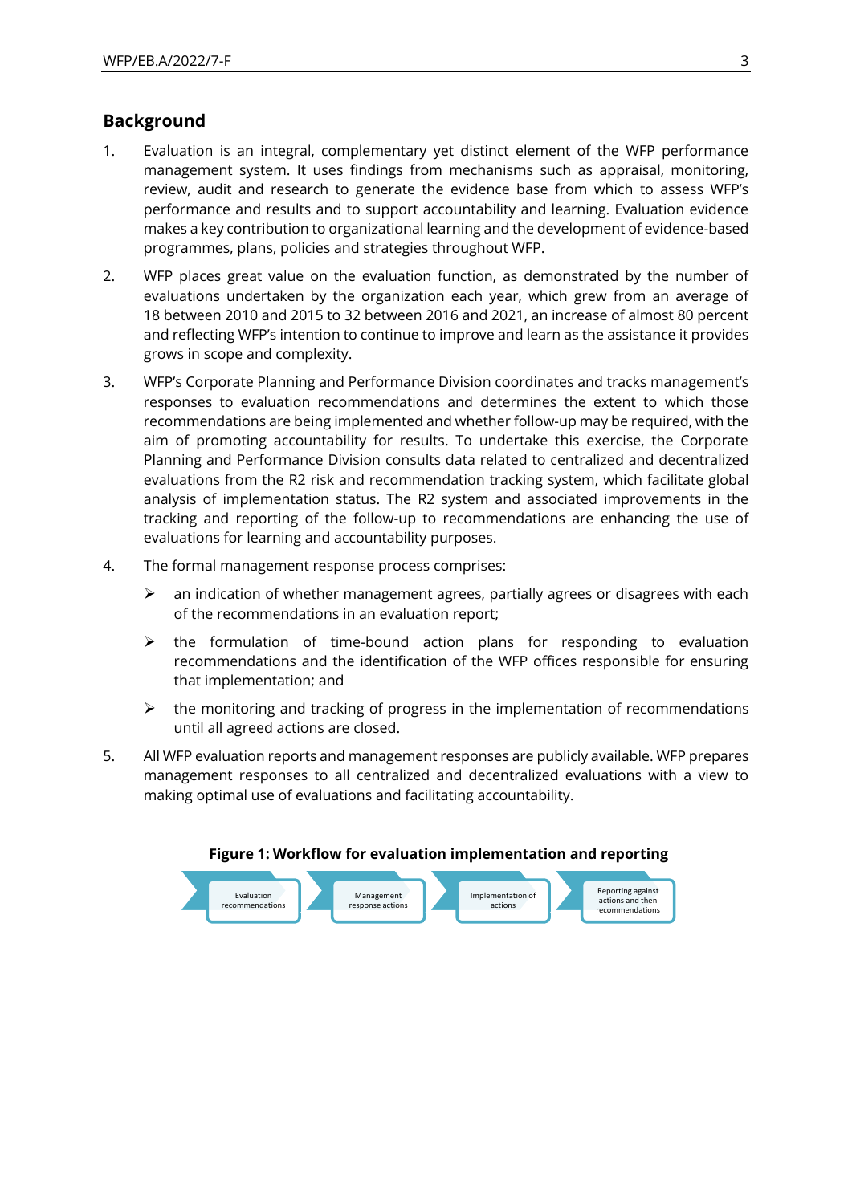## Background

1. Evaluation is an integral, complementary yet distinct element of the WFP performance management system. It uses findings from mechanisms such as appraisal, monitoring, review, audit and research to generate the evidence base from which to assess WFP's performance and results and to support accountability and learning. Evaluation evidence makes a key contribution to organizational learning and the development of evidence-based programmes, plans, policies and strategies throughout WFP.

2. WFP places great value on the evaluation function, as demonstrated by the number of evaluations undertaken by the organization each year, which grew from an average of 18 between 2010 and 2015 to 32 between 2016 and 2021, an increase of almost 80 percent and reflecting WFP's intention to continue to improve and learn as the assistance it provides grows in scope and complexity.

3. WFP's Corporate Planning and Performance Division coordinates and tracks management's responses to evaluation recommendations and determines the extent to which those recommendations are being implemented and whether follow-up may be required, with the aim of promoting accountability for results. To undertake this exercise, the Corporate Planning and Performance Division consults data related to centralized and decentralized evaluations from the R2 risk and recommendation tracking system, which facilitate global analysis of implementation status. The R2 system and associated improvements in the tracking and reporting of the follow-up to recommendations are enhancing the use of evaluations for learning and accountability purposes.

4. The formal management response process comprises:

   - an indication of whether management agrees, partially agrees or disagrees with each of the recommendations in an evaluation report;
   - the formulation of time-bound action plans for responding to evaluation recommendations and the identification of the WFP offices responsible for ensuring that implementation; and
   - the monitoring and tracking of progress in the implementation of recommendations until all agreed actions are closed.

5. All WFP evaluation reports and management responses are publicly available. WFP prepares management responses to all centralized and decentralized evaluations with a view to making optimal use of evaluations and facilitating accountability.

**Figure 1: Workflow for evaluation implementation and reporting**

Evaluation recommendations → Management response actions → Implementation of actions → Reporting against actions and then recommendations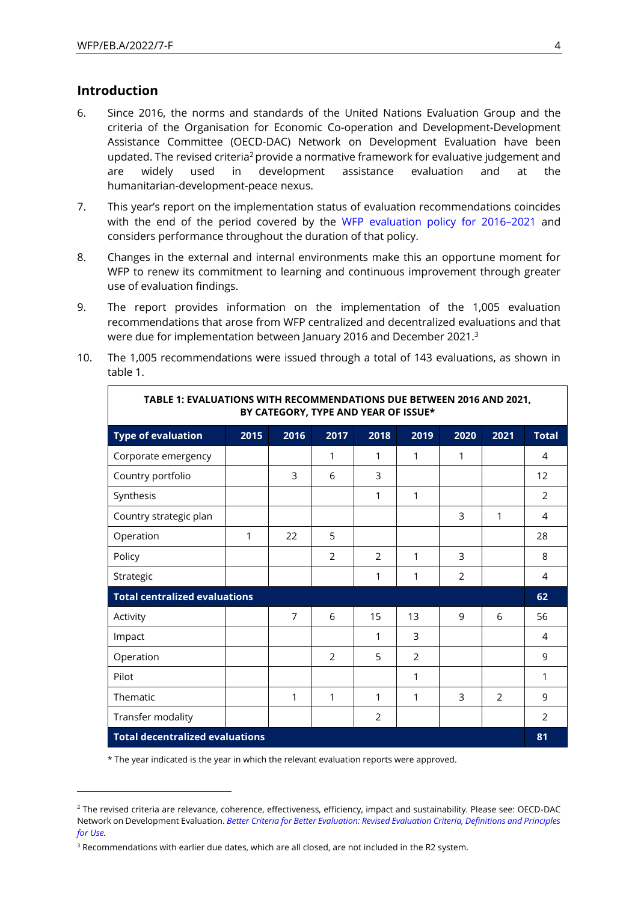## Introduction

6. Since 2016, the norms and standards of the United Nations Evaluation Group and the criteria of the Organisation for Economic Co-operation and Development-Development Assistance Committee (OECD-DAC) Network on Development Evaluation have been updated. The revised criteria[2] provide a normative framework for evaluative judgement and are widely used in development assistance evaluation and at the humanitarian-development-peace nexus.

7. This year's report on the implementation status of evaluation recommendations coincides with the end of the period covered by the WFP evaluation policy for 2016–2021 and considers performance throughout the duration of that policy.

8. Changes in the external and internal environments make this an opportune moment for WFP to renew its commitment to learning and continuous improvement through greater use of evaluation findings.

9. The report provides information on the implementation of the 1,005 evaluation recommendations that arose from WFP centralized and decentralized evaluations and that were due for implementation between January 2016 and December 2021.[3]

10. The 1,005 recommendations were issued through a total of 143 evaluations, as shown in table 1.

**TABLE 1: EVALUATIONS WITH RECOMMENDATIONS DUE BETWEEN 2016 AND 2021, BY CATEGORY, TYPE AND YEAR OF ISSUE***

| Type of evaluation | 2015 | 2016 | 2017 | 2018 | 2019 | 2020 | 2021 | Total |
|---|---|---|---|---|---|---|---|---|
| Corporate emergency | | | 1 | 1 | 1 | 1 | | 4 |
| Country portfolio | | 3 | 6 | 3 | | | | 12 |
| Synthesis | | | | 1 | 1 | | | 2 |
| Country strategic plan | | | | | | 3 | 1 | 4 |
| Operation | 1 | 22 | 5 | | | | | 28 |
| Policy | | | 2 | 2 | 1 | 3 | | 8 |
| Strategic | | | | 1 | 1 | 2 | | 4 |
| **Total centralized evaluations** | | | | | | | | **62** |
| Activity | | 7 | 6 | 15 | 13 | 9 | 6 | 56 |
| Impact | | | | 1 | 3 | | | 4 |
| Operation | | | 2 | 5 | 2 | | | 9 |
| Pilot | | | | | 1 | | | 1 |
| Thematic | | 1 | 1 | 1 | 1 | 3 | 2 | 9 |
| Transfer modality | | | | 2 | | | | 2 |
| **Total decentralized evaluations** | | | | | | | | **81** |

* The year indicated is the year in which the relevant evaluation reports were approved.

[2] The revised criteria are relevance, coherence, effectiveness, efficiency, impact and sustainability. Please see: OECD-DAC Network on Development Evaluation. *Better Criteria for Better Evaluation: Revised Evaluation Criteria, Definitions and Principles for Use.*

[3] Recommendations with earlier due dates, which are all closed, are not included in the R2 system.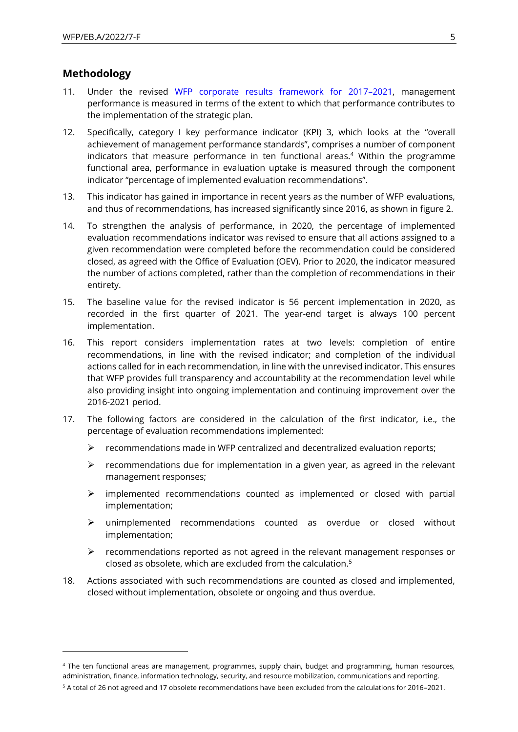## Methodology

11. Under the revised WFP corporate results framework for 2017–2021, management performance is measured in terms of the extent to which that performance contributes to the implementation of the strategic plan.

12. Specifically, category I key performance indicator (KPI) 3, which looks at the "overall achievement of management performance standards", comprises a number of component indicators that measure performance in ten functional areas.[4] Within the programme functional area, performance in evaluation uptake is measured through the component indicator "percentage of implemented evaluation recommendations".

13. This indicator has gained in importance in recent years as the number of WFP evaluations, and thus of recommendations, has increased significantly since 2016, as shown in figure 2.

14. To strengthen the analysis of performance, in 2020, the percentage of implemented evaluation recommendations indicator was revised to ensure that all actions assigned to a given recommendation were completed before the recommendation could be considered closed, as agreed with the Office of Evaluation (OEV). Prior to 2020, the indicator measured the number of actions completed, rather than the completion of recommendations in their entirety.

15. The baseline value for the revised indicator is 56 percent implementation in 2020, as recorded in the first quarter of 2021. The year-end target is always 100 percent implementation.

16. This report considers implementation rates at two levels: completion of entire recommendations, in line with the revised indicator; and completion of the individual actions called for in each recommendation, in line with the unrevised indicator. This ensures that WFP provides full transparency and accountability at the recommendation level while also providing insight into ongoing implementation and continuing improvement over the 2016-2021 period.

17. The following factors are considered in the calculation of the first indicator, i.e., the percentage of evaluation recommendations implemented:

    - recommendations made in WFP centralized and decentralized evaluation reports;
    - recommendations due for implementation in a given year, as agreed in the relevant management responses;
    - implemented recommendations counted as implemented or closed with partial implementation;
    - unimplemented recommendations counted as overdue or closed without implementation;
    - recommendations reported as not agreed in the relevant management responses or closed as obsolete, which are excluded from the calculation.[5]

18. Actions associated with such recommendations are counted as closed and implemented, closed without implementation, obsolete or ongoing and thus overdue.

---

[4] The ten functional areas are management, programmes, supply chain, budget and programming, human resources, administration, finance, information technology, security, and resource mobilization, communications and reporting.

[5] A total of 26 not agreed and 17 obsolete recommendations have been excluded from the calculations for 2016–2021.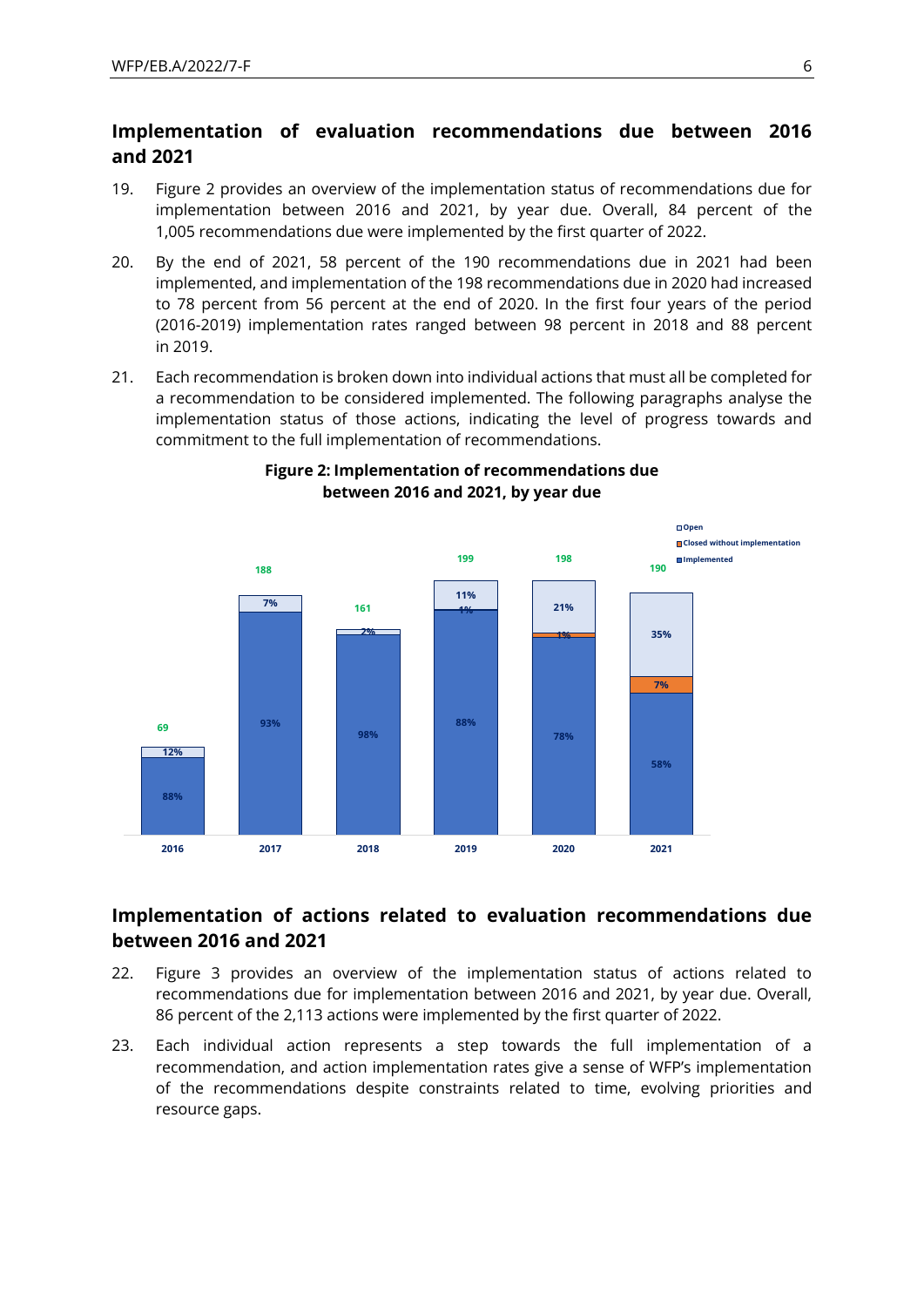## Implementation of evaluation recommendations due between 2016 and 2021

19. Figure 2 provides an overview of the implementation status of recommendations due for implementation between 2016 and 2021, by year due. Overall, 84 percent of the 1,005 recommendations due were implemented by the first quarter of 2022.

20. By the end of 2021, 58 percent of the 190 recommendations due in 2021 had been implemented, and implementation of the 198 recommendations due in 2020 had increased to 78 percent from 56 percent at the end of 2020. In the first four years of the period (2016-2019) implementation rates ranged between 98 percent in 2018 and 88 percent in 2019.

21. Each recommendation is broken down into individual actions that must all be completed for a recommendation to be considered implemented. The following paragraphs analyse the implementation status of those actions, indicating the level of progress towards and commitment to the full implementation of recommendations.

**Figure 2: Implementation of recommendations due between 2016 and 2021, by year due**

| Year | Total | Implemented | Closed without implementation | Open |
|---|---|---|---|---|
| 2016 | 69 | 88% | | 12% |
| 2017 | 188 | 93% | | 7% |
| 2018 | 161 | 98% | | 2% |
| 2019 | 199 | 88% | 1% | 11% |
| 2020 | 198 | 78% | 1% | 21% |
| 2021 | 190 | 58% | 7% | 35% |

## Implementation of actions related to evaluation recommendations due between 2016 and 2021

22. Figure 3 provides an overview of the implementation status of actions related to recommendations due for implementation between 2016 and 2021, by year due. Overall, 86 percent of the 2,113 actions were implemented by the first quarter of 2022.

23. Each individual action represents a step towards the full implementation of a recommendation, and action implementation rates give a sense of WFP's implementation of the recommendations despite constraints related to time, evolving priorities and resource gaps.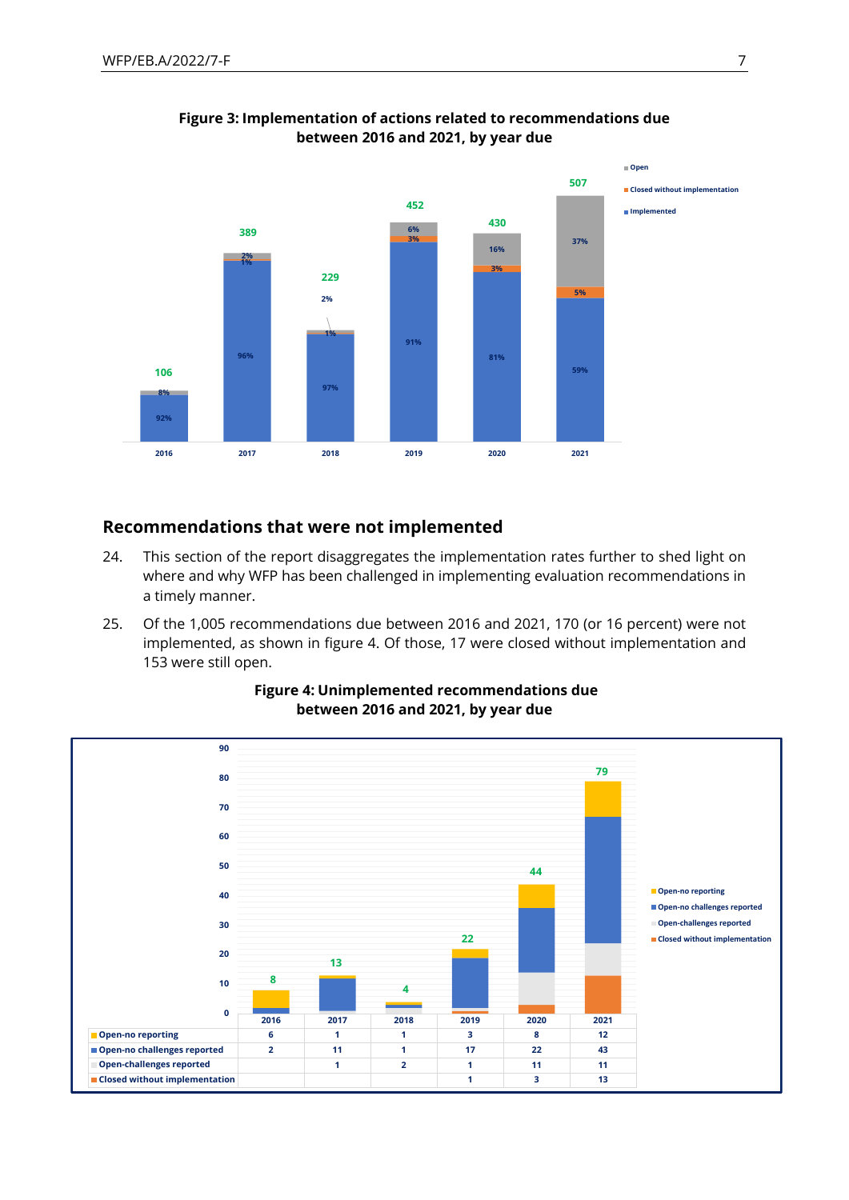**Figure 3: Implementation of actions related to recommendations due between 2016 and 2021, by year due**

**Recommendations that were not implemented**

24. This section of the report disaggregates the implementation rates further to shed light on where and why WFP has been challenged in implementing evaluation recommendations in a timely manner.

25. Of the 1,005 recommendations due between 2016 and 2021, 170 (or 16 percent) were not implemented, as shown in figure 4. Of those, 17 were closed without implementation and 153 were still open.

**Figure 4: Unimplemented recommendations due between 2016 and 2021, by year due**

| | 2016 | 2017 | 2018 | 2019 | 2020 | 2021 |
|---|---|---|---|---|---|---|
| Open-no reporting | 6 | 1 | 1 | 3 | 8 | 12 |
| Open-no challenges reported | 2 | 11 | 1 | 17 | 22 | 43 |
| Open-challenges reported | | 1 | 2 | 1 | 11 | 11 |
| Closed without implementation | | | | 1 | 3 | 13 |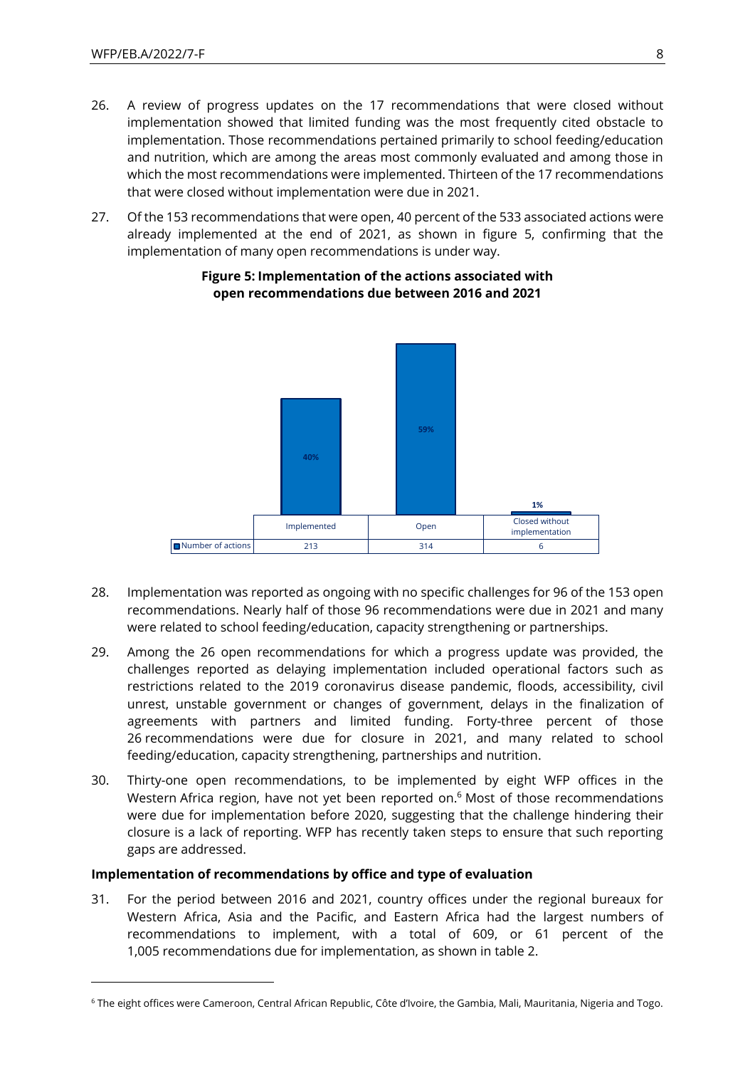26. A review of progress updates on the 17 recommendations that were closed without implementation showed that limited funding was the most frequently cited obstacle to implementation. Those recommendations pertained primarily to school feeding/education and nutrition, which are among the areas most commonly evaluated and among those in which the most recommendations were implemented. Thirteen of the 17 recommendations that were closed without implementation were due in 2021.

27. Of the 153 recommendations that were open, 40 percent of the 533 associated actions were already implemented at the end of 2021, as shown in figure 5, confirming that the implementation of many open recommendations is under way.

**Figure 5: Implementation of the actions associated with open recommendations due between 2016 and 2021**

| | Implemented | Open | Closed without implementation |
|---|---|---|---|
| Percentage | 40% | 59% | 1% |
| Number of actions | 213 | 314 | 6 |

28. Implementation was reported as ongoing with no specific challenges for 96 of the 153 open recommendations. Nearly half of those 96 recommendations were due in 2021 and many were related to school feeding/education, capacity strengthening or partnerships.

29. Among the 26 open recommendations for which a progress update was provided, the challenges reported as delaying implementation included operational factors such as restrictions related to the 2019 coronavirus disease pandemic, floods, accessibility, civil unrest, unstable government or changes of government, delays in the finalization of agreements with partners and limited funding. Forty-three percent of those 26 recommendations were due for closure in 2021, and many related to school feeding/education, capacity strengthening, partnerships and nutrition.

30. Thirty-one open recommendations, to be implemented by eight WFP offices in the Western Africa region, have not yet been reported on.[6] Most of those recommendations were due for implementation before 2020, suggesting that the challenge hindering their closure is a lack of reporting. WFP has recently taken steps to ensure that such reporting gaps are addressed.

**Implementation of recommendations by office and type of evaluation**

31. For the period between 2016 and 2021, country offices under the regional bureaux for Western Africa, Asia and the Pacific, and Eastern Africa had the largest numbers of recommendations to implement, with a total of 609, or 61 percent of the 1,005 recommendations due for implementation, as shown in table 2.

[6] The eight offices were Cameroon, Central African Republic, Côte d'Ivoire, the Gambia, Mali, Mauritania, Nigeria and Togo.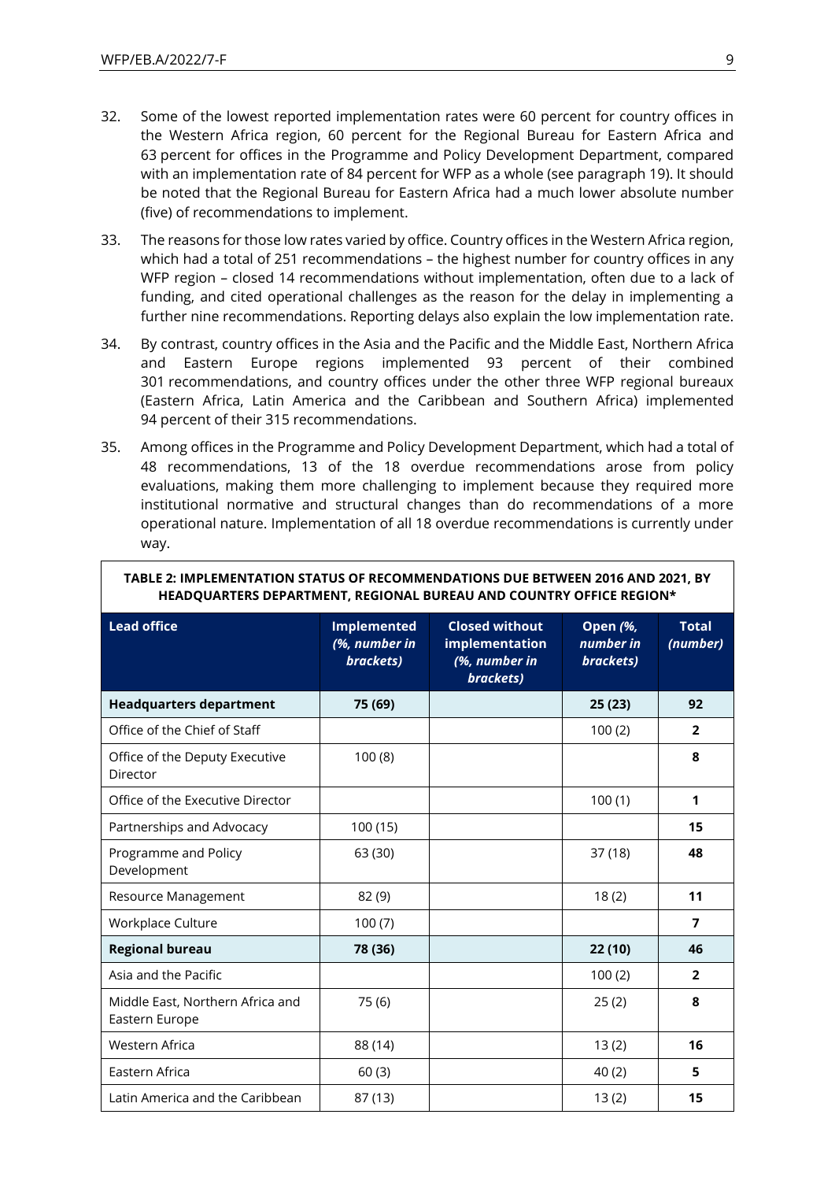32. Some of the lowest reported implementation rates were 60 percent for country offices in the Western Africa region, 60 percent for the Regional Bureau for Eastern Africa and 63 percent for offices in the Programme and Policy Development Department, compared with an implementation rate of 84 percent for WFP as a whole (see paragraph 19). It should be noted that the Regional Bureau for Eastern Africa had a much lower absolute number (five) of recommendations to implement.

33. The reasons for those low rates varied by office. Country offices in the Western Africa region, which had a total of 251 recommendations – the highest number for country offices in any WFP region – closed 14 recommendations without implementation, often due to a lack of funding, and cited operational challenges as the reason for the delay in implementing a further nine recommendations. Reporting delays also explain the low implementation rate.

34. By contrast, country offices in the Asia and the Pacific and the Middle East, Northern Africa and Eastern Europe regions implemented 93 percent of their combined 301 recommendations, and country offices under the other three WFP regional bureaux (Eastern Africa, Latin America and the Caribbean and Southern Africa) implemented 94 percent of their 315 recommendations.

35. Among offices in the Programme and Policy Development Department, which had a total of 48 recommendations, 13 of the 18 overdue recommendations arose from policy evaluations, making them more challenging to implement because they required more institutional normative and structural changes than do recommendations of a more operational nature. Implementation of all 18 overdue recommendations is currently under way.

**TABLE 2: IMPLEMENTATION STATUS OF RECOMMENDATIONS DUE BETWEEN 2016 AND 2021, BY HEADQUARTERS DEPARTMENT, REGIONAL BUREAU AND COUNTRY OFFICE REGION***

| Lead office | Implemented *(%, number in brackets)* | Closed without implementation *(%, number in brackets)* | Open *(%, number in brackets)* | Total *(number)* |
|---|---|---|---|---|
| **Headquarters department** | **75 (69)** | | **25 (23)** | **92** |
| Office of the Chief of Staff | | | 100 (2) | **2** |
| Office of the Deputy Executive Director | 100 (8) | | | **8** |
| Office of the Executive Director | | | 100 (1) | **1** |
| Partnerships and Advocacy | 100 (15) | | | **15** |
| Programme and Policy Development | 63 (30) | | 37 (18) | **48** |
| Resource Management | 82 (9) | | 18 (2) | **11** |
| Workplace Culture | 100 (7) | | | **7** |
| **Regional bureau** | **78 (36)** | | **22 (10)** | **46** |
| Asia and the Pacific | | | 100 (2) | **2** |
| Middle East, Northern Africa and Eastern Europe | 75 (6) | | 25 (2) | **8** |
| Western Africa | 88 (14) | | 13 (2) | **16** |
| Eastern Africa | 60 (3) | | 40 (2) | **5** |
| Latin America and the Caribbean | 87 (13) | | 13 (2) | **15** |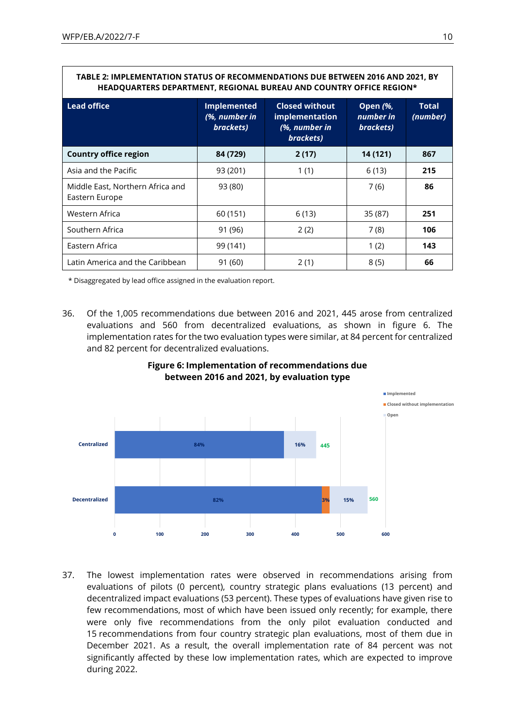**TABLE 2: IMPLEMENTATION STATUS OF RECOMMENDATIONS DUE BETWEEN 2016 AND 2021, BY HEADQUARTERS DEPARTMENT, REGIONAL BUREAU AND COUNTRY OFFICE REGION***

| Lead office | Implemented *(%, number in brackets)* | Closed without implementation *(%, number in brackets)* | Open *(%, number in brackets)* | Total *(number)* |
|---|---|---|---|---|
| **Country office region** | **84 (729)** | **2 (17)** | **14 (121)** | **867** |
| Asia and the Pacific | 93 (201) | 1 (1) | 6 (13) | **215** |
| Middle East, Northern Africa and Eastern Europe | 93 (80) | | 7 (6) | **86** |
| Western Africa | 60 (151) | 6 (13) | 35 (87) | **251** |
| Southern Africa | 91 (96) | 2 (2) | 7 (8) | **106** |
| Eastern Africa | 99 (141) | | 1 (2) | **143** |
| Latin America and the Caribbean | 91 (60) | 2 (1) | 8 (5) | **66** |

\* Disaggregated by lead office assigned in the evaluation report.

36. Of the 1,005 recommendations due between 2016 and 2021, 445 arose from centralized evaluations and 560 from decentralized evaluations, as shown in figure 6. The implementation rates for the two evaluation types were similar, at 84 percent for centralized and 82 percent for decentralized evaluations.

**Figure 6: Implementation of recommendations due between 2016 and 2021, by evaluation type**

| Evaluation type | Implemented | Closed without implementation | Open | Total |
|---|---|---|---|---|
| Centralized | 84% | | 16% | 445 |
| Decentralized | 82% | 3% | 15% | 560 |

37. The lowest implementation rates were observed in recommendations arising from evaluations of pilots (0 percent), country strategic plans evaluations (13 percent) and decentralized impact evaluations (53 percent). These types of evaluations have given rise to few recommendations, most of which have been issued only recently; for example, there were only five recommendations from the only pilot evaluation conducted and 15 recommendations from four country strategic plan evaluations, most of them due in December 2021. As a result, the overall implementation rate of 84 percent was not significantly affected by these low implementation rates, which are expected to improve during 2022.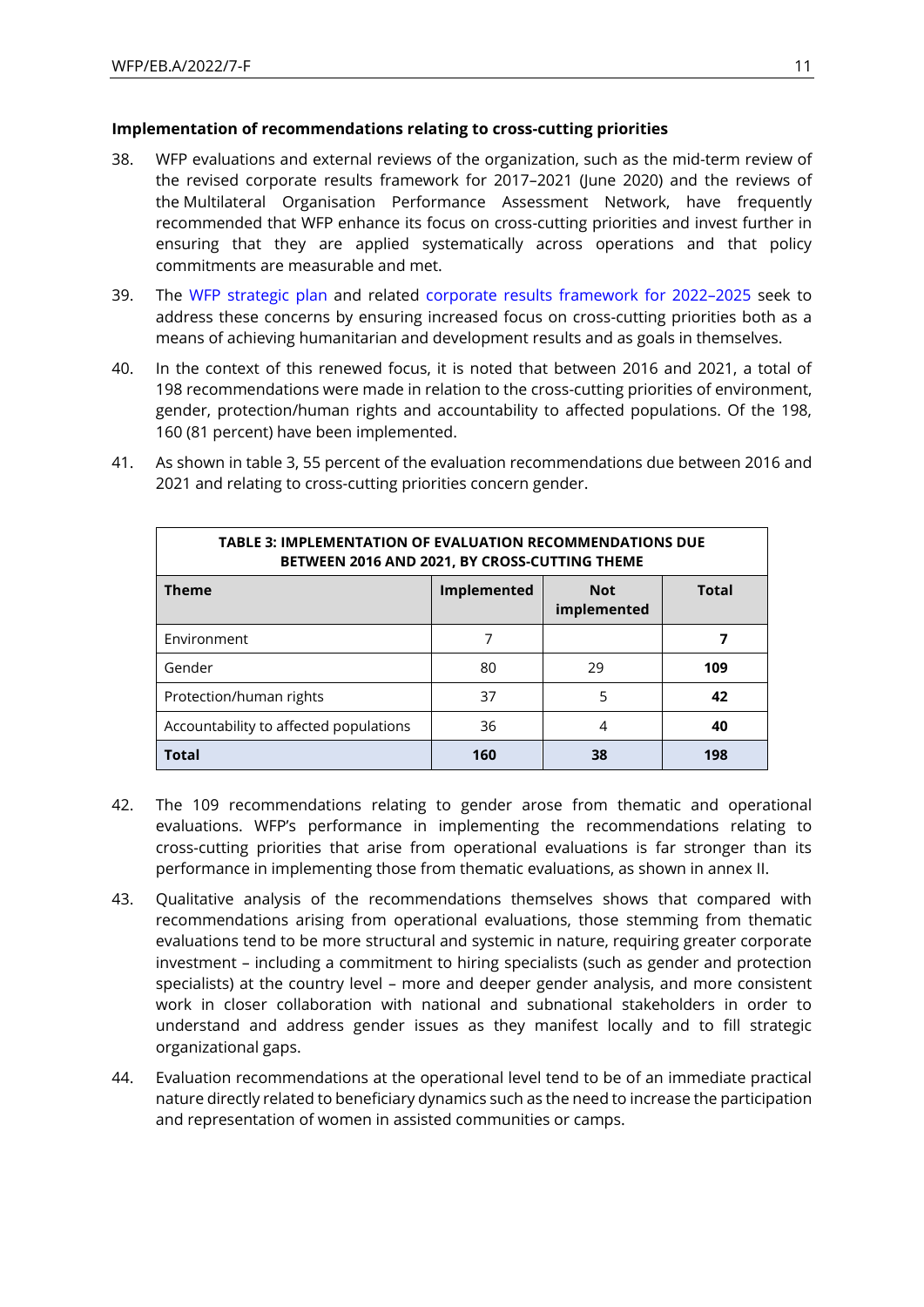**Implementation of recommendations relating to cross-cutting priorities**

38. WFP evaluations and external reviews of the organization, such as the mid-term review of the revised corporate results framework for 2017–2021 (June 2020) and the reviews of the Multilateral Organisation Performance Assessment Network, have frequently recommended that WFP enhance its focus on cross-cutting priorities and invest further in ensuring that they are applied systematically across operations and that policy commitments are measurable and met.

39. The WFP strategic plan and related corporate results framework for 2022–2025 seek to address these concerns by ensuring increased focus on cross-cutting priorities both as a means of achieving humanitarian and development results and as goals in themselves.

40. In the context of this renewed focus, it is noted that between 2016 and 2021, a total of 198 recommendations were made in relation to the cross-cutting priorities of environment, gender, protection/human rights and accountability to affected populations. Of the 198, 160 (81 percent) have been implemented.

41. As shown in table 3, 55 percent of the evaluation recommendations due between 2016 and 2021 and relating to cross-cutting priorities concern gender.

**TABLE 3: IMPLEMENTATION OF EVALUATION RECOMMENDATIONS DUE BETWEEN 2016 AND 2021, BY CROSS-CUTTING THEME**

| Theme | Implemented | Not implemented | Total |
|---|---|---|---|
| Environment | 7 | | **7** |
| Gender | 80 | 29 | **109** |
| Protection/human rights | 37 | 5 | **42** |
| Accountability to affected populations | 36 | 4 | **40** |
| **Total** | **160** | **38** | **198** |

42. The 109 recommendations relating to gender arose from thematic and operational evaluations. WFP's performance in implementing the recommendations relating to cross-cutting priorities that arise from operational evaluations is far stronger than its performance in implementing those from thematic evaluations, as shown in annex II.

43. Qualitative analysis of the recommendations themselves shows that compared with recommendations arising from operational evaluations, those stemming from thematic evaluations tend to be more structural and systemic in nature, requiring greater corporate investment – including a commitment to hiring specialists (such as gender and protection specialists) at the country level – more and deeper gender analysis, and more consistent work in closer collaboration with national and subnational stakeholders in order to understand and address gender issues as they manifest locally and to fill strategic organizational gaps.

44. Evaluation recommendations at the operational level tend to be of an immediate practical nature directly related to beneficiary dynamics such as the need to increase the participation and representation of women in assisted communities or camps.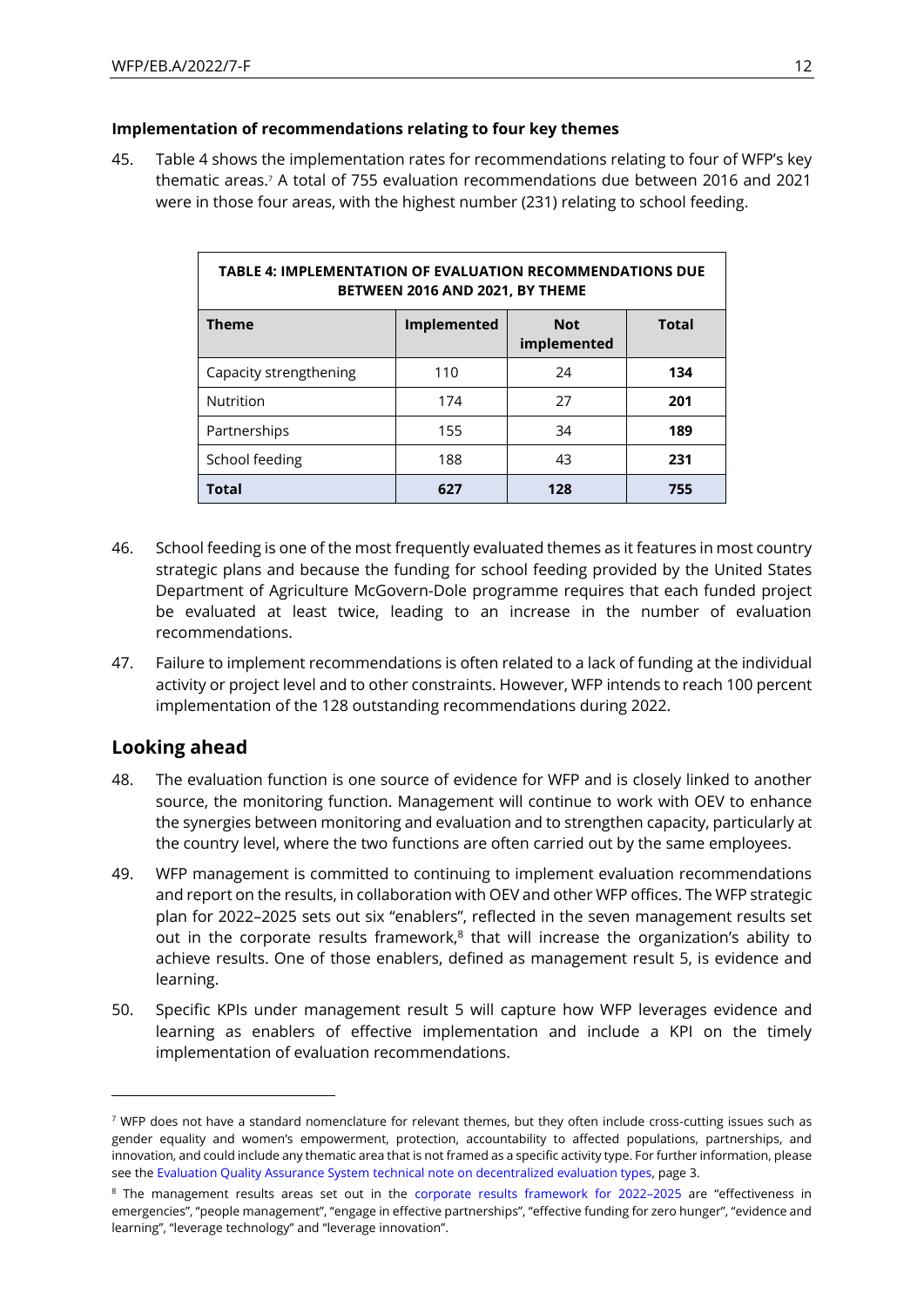### Implementation of recommendations relating to four key themes

45. Table 4 shows the implementation rates for recommendations relating to four of WFP's key thematic areas.[7] A total of 755 evaluation recommendations due between 2016 and 2021 were in those four areas, with the highest number (231) relating to school feeding.

| TABLE 4: IMPLEMENTATION OF EVALUATION RECOMMENDATIONS DUE BETWEEN 2016 AND 2021, BY THEME | | | |
|---|---|---|---|
| **Theme** | **Implemented** | **Not implemented** | **Total** |
| Capacity strengthening | 110 | 24 | **134** |
| Nutrition | 174 | 27 | **201** |
| Partnerships | 155 | 34 | **189** |
| School feeding | 188 | 43 | **231** |
| **Total** | **627** | **128** | **755** |

46. School feeding is one of the most frequently evaluated themes as it features in most country strategic plans and because the funding for school feeding provided by the United States Department of Agriculture McGovern-Dole programme requires that each funded project be evaluated at least twice, leading to an increase in the number of evaluation recommendations.

47. Failure to implement recommendations is often related to a lack of funding at the individual activity or project level and to other constraints. However, WFP intends to reach 100 percent implementation of the 128 outstanding recommendations during 2022.

## Looking ahead

48. The evaluation function is one source of evidence for WFP and is closely linked to another source, the monitoring function. Management will continue to work with OEV to enhance the synergies between monitoring and evaluation and to strengthen capacity, particularly at the country level, where the two functions are often carried out by the same employees.

49. WFP management is committed to continuing to implement evaluation recommendations and report on the results, in collaboration with OEV and other WFP offices. The WFP strategic plan for 2022–2025 sets out six "enablers", reflected in the seven management results set out in the corporate results framework,[8] that will increase the organization's ability to achieve results. One of those enablers, defined as management result 5, is evidence and learning.

50. Specific KPIs under management result 5 will capture how WFP leverages evidence and learning as enablers of effective implementation and include a KPI on the timely implementation of evaluation recommendations.

---

[7] WFP does not have a standard nomenclature for relevant themes, but they often include cross-cutting issues such as gender equality and women's empowerment, protection, accountability to affected populations, partnerships, and innovation, and could include any thematic area that is not framed as a specific activity type. For further information, please see the Evaluation Quality Assurance System technical note on decentralized evaluation types, page 3.

[8] The management results areas set out in the corporate results framework for 2022–2025 are "effectiveness in emergencies", "people management", "engage in effective partnerships", "effective funding for zero hunger", "evidence and learning", "leverage technology" and "leverage innovation".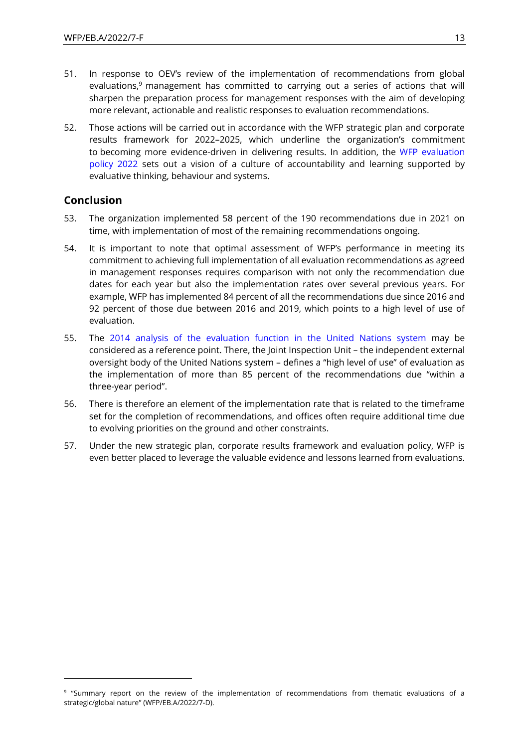51. In response to OEV's review of the implementation of recommendations from global evaluations,[9] management has committed to carrying out a series of actions that will sharpen the preparation process for management responses with the aim of developing more relevant, actionable and realistic responses to evaluation recommendations.

52. Those actions will be carried out in accordance with the WFP strategic plan and corporate results framework for 2022–2025, which underline the organization's commitment to becoming more evidence-driven in delivering results. In addition, the WFP evaluation policy 2022 sets out a vision of a culture of accountability and learning supported by evaluative thinking, behaviour and systems.

## Conclusion

53. The organization implemented 58 percent of the 190 recommendations due in 2021 on time, with implementation of most of the remaining recommendations ongoing.

54. It is important to note that optimal assessment of WFP's performance in meeting its commitment to achieving full implementation of all evaluation recommendations as agreed in management responses requires comparison with not only the recommendation due dates for each year but also the implementation rates over several previous years. For example, WFP has implemented 84 percent of all the recommendations due since 2016 and 92 percent of those due between 2016 and 2019, which points to a high level of use of evaluation.

55. The 2014 analysis of the evaluation function in the United Nations system may be considered as a reference point. There, the Joint Inspection Unit – the independent external oversight body of the United Nations system – defines a "high level of use" of evaluation as the implementation of more than 85 percent of the recommendations due "within a three-year period".

56. There is therefore an element of the implementation rate that is related to the timeframe set for the completion of recommendations, and offices often require additional time due to evolving priorities on the ground and other constraints.

57. Under the new strategic plan, corporate results framework and evaluation policy, WFP is even better placed to leverage the valuable evidence and lessons learned from evaluations.

---

[9] "Summary report on the review of the implementation of recommendations from thematic evaluations of a strategic/global nature" (WFP/EB.A/2022/7-D).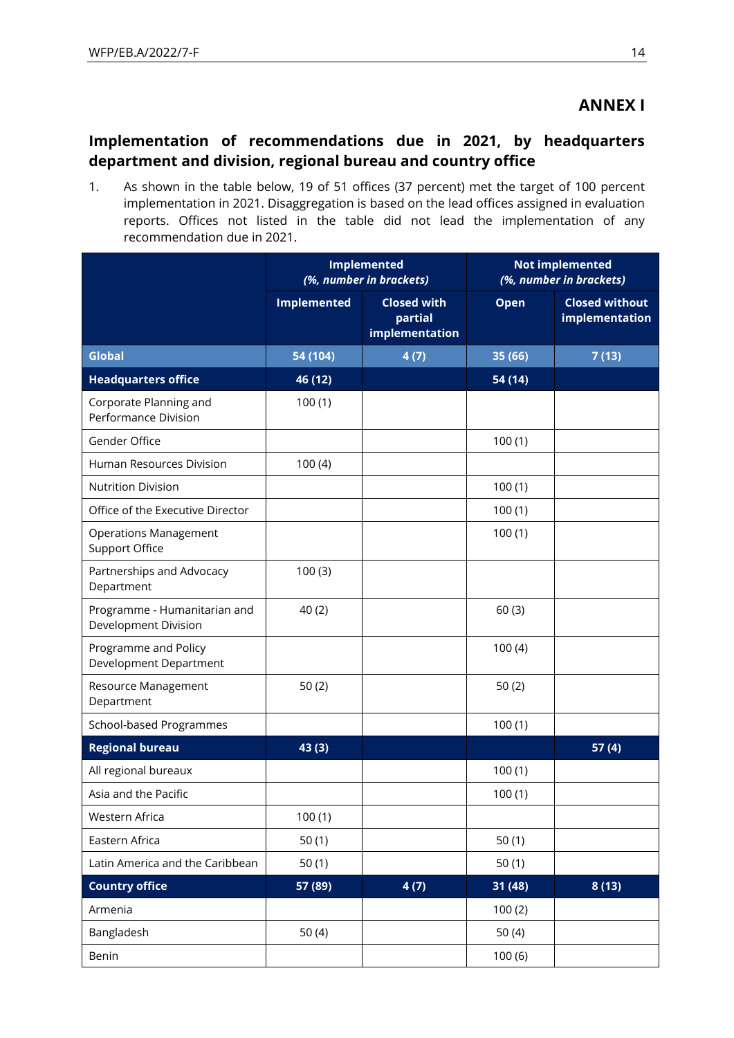# ANNEX I

## Implementation of recommendations due in 2021, by headquarters department and division, regional bureau and country office

1. As shown in the table below, 19 of 51 offices (37 percent) met the target of 100 percent implementation in 2021. Disaggregation is based on the lead offices assigned in evaluation reports. Offices not listed in the table did not lead the implementation of any recommendation due in 2021.

| | **Implemented** *(%, number in brackets)* | | **Not implemented** *(%, number in brackets)* | |
|---|---|---|---|---|
| | **Implemented** | **Closed with partial implementation** | **Open** | **Closed without implementation** |
| **Global** | **54 (104)** | **4 (7)** | **35 (66)** | **7 (13)** |
| **Headquarters office** | **46 (12)** | | **54 (14)** | |
| Corporate Planning and Performance Division | 100 (1) | | | |
| Gender Office | | | 100 (1) | |
| Human Resources Division | 100 (4) | | | |
| Nutrition Division | | | 100 (1) | |
| Office of the Executive Director | | | 100 (1) | |
| Operations Management Support Office | | | 100 (1) | |
| Partnerships and Advocacy Department | 100 (3) | | | |
| Programme - Humanitarian and Development Division | 40 (2) | | 60 (3) | |
| Programme and Policy Development Department | | | 100 (4) | |
| Resource Management Department | 50 (2) | | 50 (2) | |
| School-based Programmes | | | 100 (1) | |
| **Regional bureau** | **43 (3)** | | | **57 (4)** |
| All regional bureaux | | | 100 (1) | |
| Asia and the Pacific | | | 100 (1) | |
| Western Africa | 100 (1) | | | |
| Eastern Africa | 50 (1) | | 50 (1) | |
| Latin America and the Caribbean | 50 (1) | | 50 (1) | |
| **Country office** | **57 (89)** | **4 (7)** | **31 (48)** | **8 (13)** |
| Armenia | | | 100 (2) | |
| Bangladesh | 50 (4) | | 50 (4) | |
| Benin | | | 100 (6) | |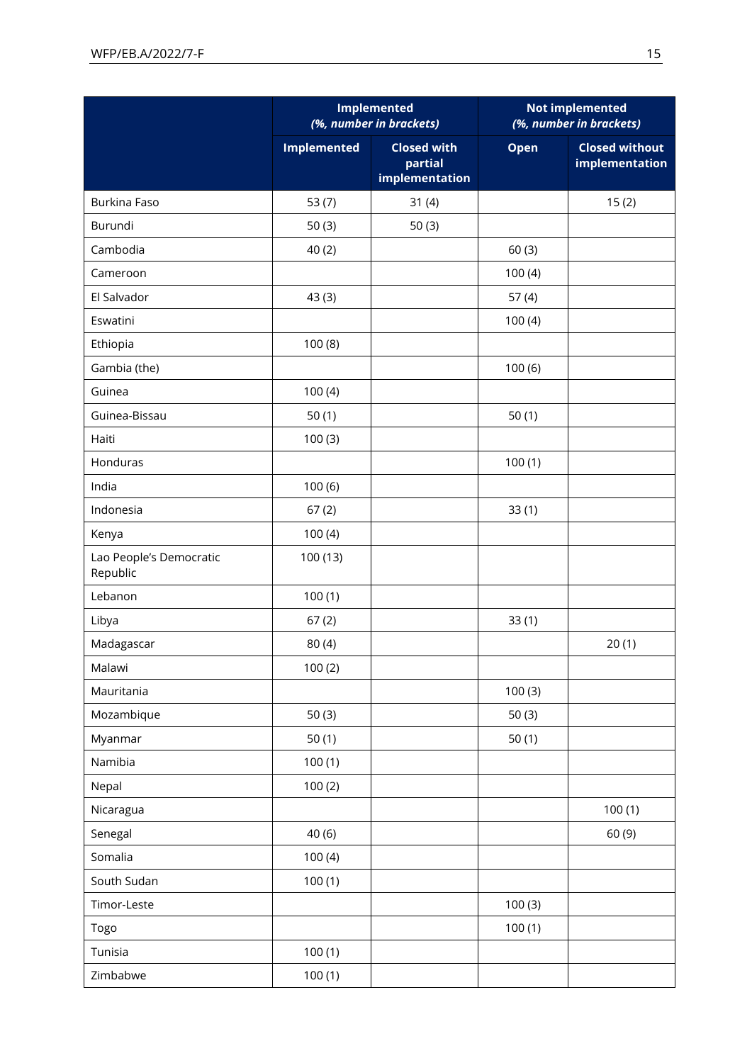| | Implemented (%, number in brackets) | | Not implemented (%, number in brackets) | |
|---|---|---|---|---|
| | Implemented | Closed with partial implementation | Open | Closed without implementation |
| Burkina Faso | 53 (7) | 31 (4) | | 15 (2) |
| Burundi | 50 (3) | 50 (3) | | |
| Cambodia | 40 (2) | | 60 (3) | |
| Cameroon | | | 100 (4) | |
| El Salvador | 43 (3) | | 57 (4) | |
| Eswatini | | | 100 (4) | |
| Ethiopia | 100 (8) | | | |
| Gambia (the) | | | 100 (6) | |
| Guinea | 100 (4) | | | |
| Guinea-Bissau | 50 (1) | | 50 (1) | |
| Haiti | 100 (3) | | | |
| Honduras | | | 100 (1) | |
| India | 100 (6) | | | |
| Indonesia | 67 (2) | | 33 (1) | |
| Kenya | 100 (4) | | | |
| Lao People's Democratic Republic | 100 (13) | | | |
| Lebanon | 100 (1) | | | |
| Libya | 67 (2) | | 33 (1) | |
| Madagascar | 80 (4) | | | 20 (1) |
| Malawi | 100 (2) | | | |
| Mauritania | | | 100 (3) | |
| Mozambique | 50 (3) | | 50 (3) | |
| Myanmar | 50 (1) | | 50 (1) | |
| Namibia | 100 (1) | | | |
| Nepal | 100 (2) | | | |
| Nicaragua | | | | 100 (1) |
| Senegal | 40 (6) | | | 60 (9) |
| Somalia | 100 (4) | | | |
| South Sudan | 100 (1) | | | |
| Timor-Leste | | | 100 (3) | |
| Togo | | | 100 (1) | |
| Tunisia | 100 (1) | | | |
| Zimbabwe | 100 (1) | | | |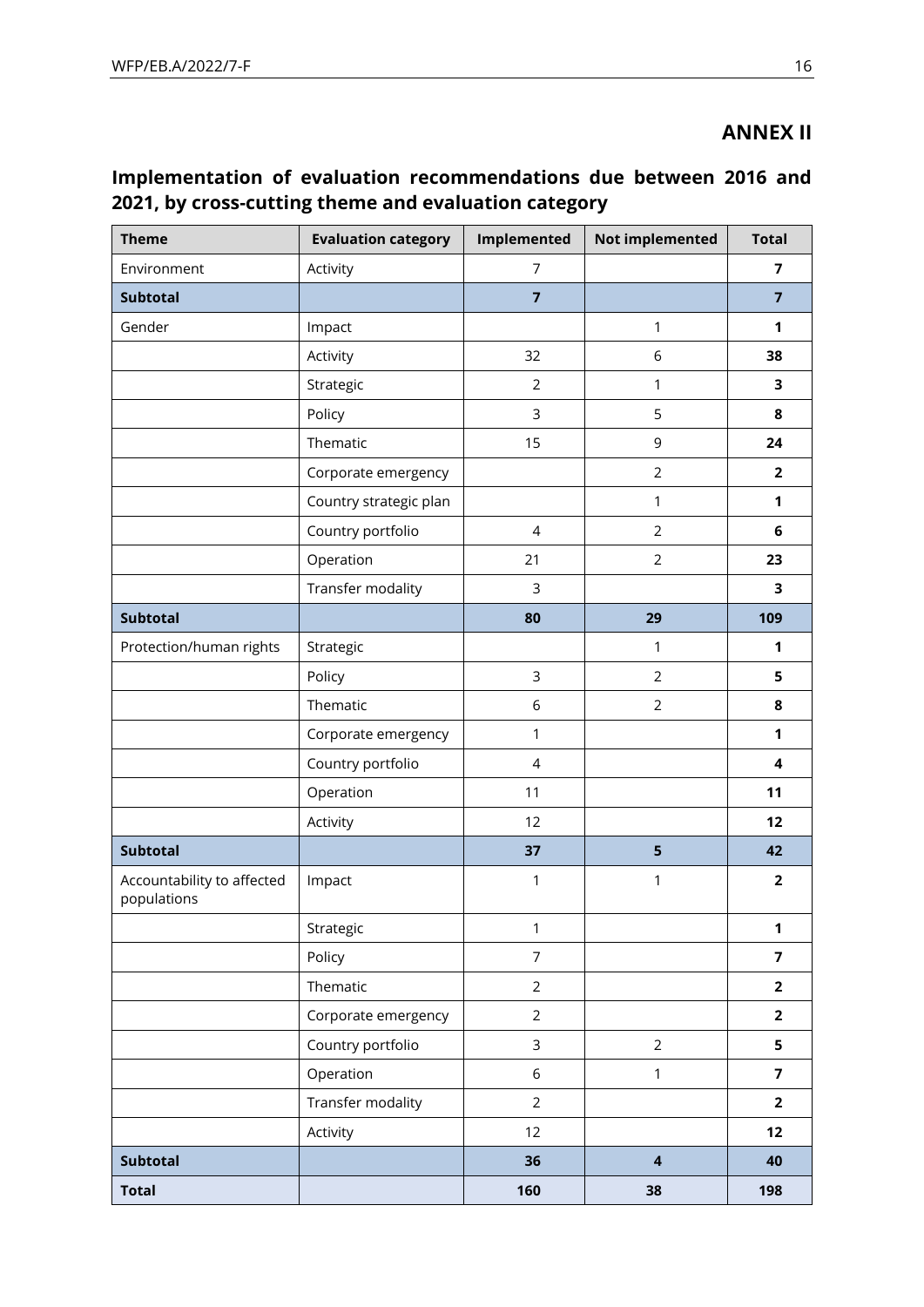## ANNEX II

### Implementation of evaluation recommendations due between 2016 and 2021, by cross-cutting theme and evaluation category

| Theme | Evaluation category | Implemented | Not implemented | Total |
|---|---|---|---|---|
| Environment | Activity | 7 | | **7** |
| **Subtotal** | | **7** | | **7** |
| Gender | Impact | | 1 | **1** |
| | Activity | 32 | 6 | **38** |
| | Strategic | 2 | 1 | **3** |
| | Policy | 3 | 5 | **8** |
| | Thematic | 15 | 9 | **24** |
| | Corporate emergency | | 2 | **2** |
| | Country strategic plan | | 1 | **1** |
| | Country portfolio | 4 | 2 | **6** |
| | Operation | 21 | 2 | **23** |
| | Transfer modality | 3 | | **3** |
| **Subtotal** | | **80** | **29** | **109** |
| Protection/human rights | Strategic | | 1 | **1** |
| | Policy | 3 | 2 | **5** |
| | Thematic | 6 | 2 | **8** |
| | Corporate emergency | 1 | | **1** |
| | Country portfolio | 4 | | **4** |
| | Operation | 11 | | **11** |
| | Activity | 12 | | **12** |
| **Subtotal** | | **37** | **5** | **42** |
| Accountability to affected populations | Impact | 1 | 1 | **2** |
| | Strategic | 1 | | **1** |
| | Policy | 7 | | **7** |
| | Thematic | 2 | | **2** |
| | Corporate emergency | 2 | | **2** |
| | Country portfolio | 3 | 2 | **5** |
| | Operation | 6 | 1 | **7** |
| | Transfer modality | 2 | | **2** |
| | Activity | 12 | | **12** |
| **Subtotal** | | **36** | **4** | **40** |
| **Total** | | **160** | **38** | **198** |